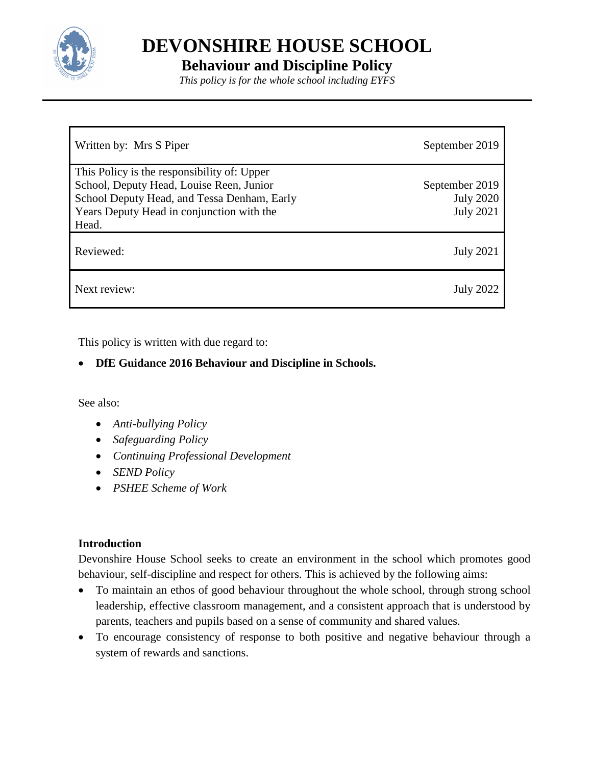# DEVONSHIRE HOUSE SCHOOL

## Behaviour and Discipline Policy

*This policy is for the whole school including EYFS*

| | |
|---|---|
| Written by: Mrs S Piper | September 2019 |
| This Policy is the responsibility of: Upper School, Deputy Head, Louise Reen, Junior School Deputy Head, and Tessa Denham, Early Years Deputy Head in conjunction with the Head. | September 2019<br>July 2020<br>July 2021 |
| Reviewed: | July 2021 |
| Next review: | July 2022 |

This policy is written with due regard to:

- **DfE Guidance 2016 Behaviour and Discipline in Schools.**

See also:

- *Anti-bullying Policy*
- *Safeguarding Policy*
- *Continuing Professional Development*
- *SEND Policy*
- *PSHEE Scheme of Work*

**Introduction**

Devonshire House School seeks to create an environment in the school which promotes good behaviour, self-discipline and respect for others. This is achieved by the following aims:

- To maintain an ethos of good behaviour throughout the whole school, through strong school leadership, effective classroom management, and a consistent approach that is understood by parents, teachers and pupils based on a sense of community and shared values.
- To encourage consistency of response to both positive and negative behaviour through a system of rewards and sanctions.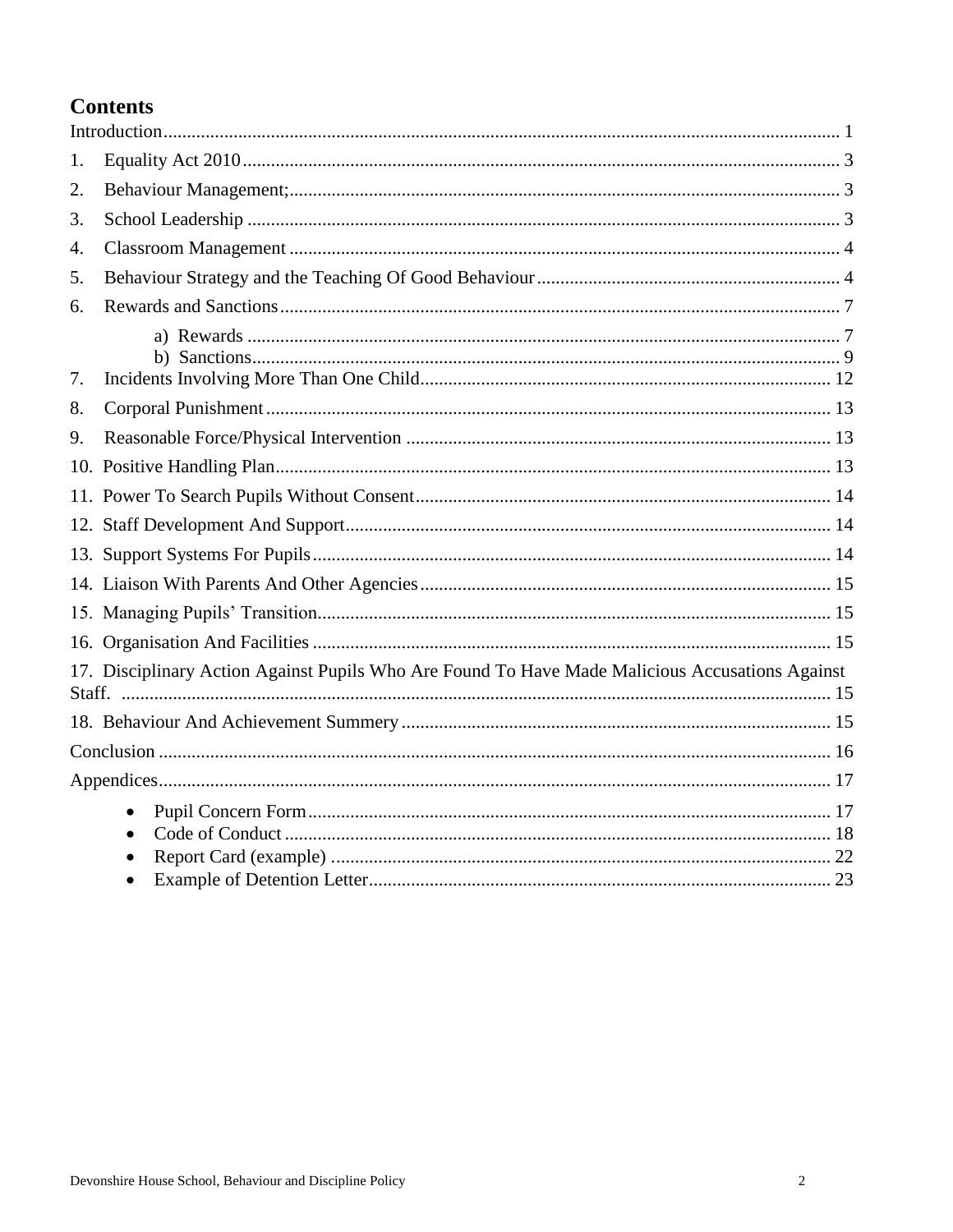## Contents

Introduction ........................................................................................................................ 1

1. Equality Act 2010 ........................................................................................................ 3
2. Behaviour Management; ............................................................................................. 3
3. School Leadership ...................................................................................................... 3
4. Classroom Management ............................................................................................. 4
5. Behaviour Strategy and the Teaching Of Good Behaviour ......................................... 4
6. Rewards and Sanctions ............................................................................................... 7
    - a) Rewards ............................................................................................................ 7
    - b) Sanctions .......................................................................................................... 9
7. Incidents Involving More Than One Child ................................................................ 12
8. Corporal Punishment ................................................................................................. 13
9. Reasonable Force/Physical Intervention ................................................................... 13
10. Positive Handling Plan .............................................................................................. 13
11. Power To Search Pupils Without Consent ................................................................ 14
12. Staff Development And Support ................................................................................ 14
13. Support Systems For Pupils ...................................................................................... 14
14. Liaison With Parents And Other Agencies ................................................................ 15
15. Managing Pupils' Transition ...................................................................................... 15
16. Organisation And Facilities ....................................................................................... 15
17. Disciplinary Action Against Pupils Who Are Found To Have Made Malicious Accusations Against Staff. ............................................................................................................. 15
18. Behaviour And Achievement Summery .................................................................... 15

Conclusion ........................................................................................................................ 16

Appendices ........................................................................................................................ 17

- Pupil Concern Form ................................................................................................. 17
- Code of Conduct ...................................................................................................... 18
- Report Card (example) ............................................................................................ 22
- Example of Detention Letter ................................................................................... 23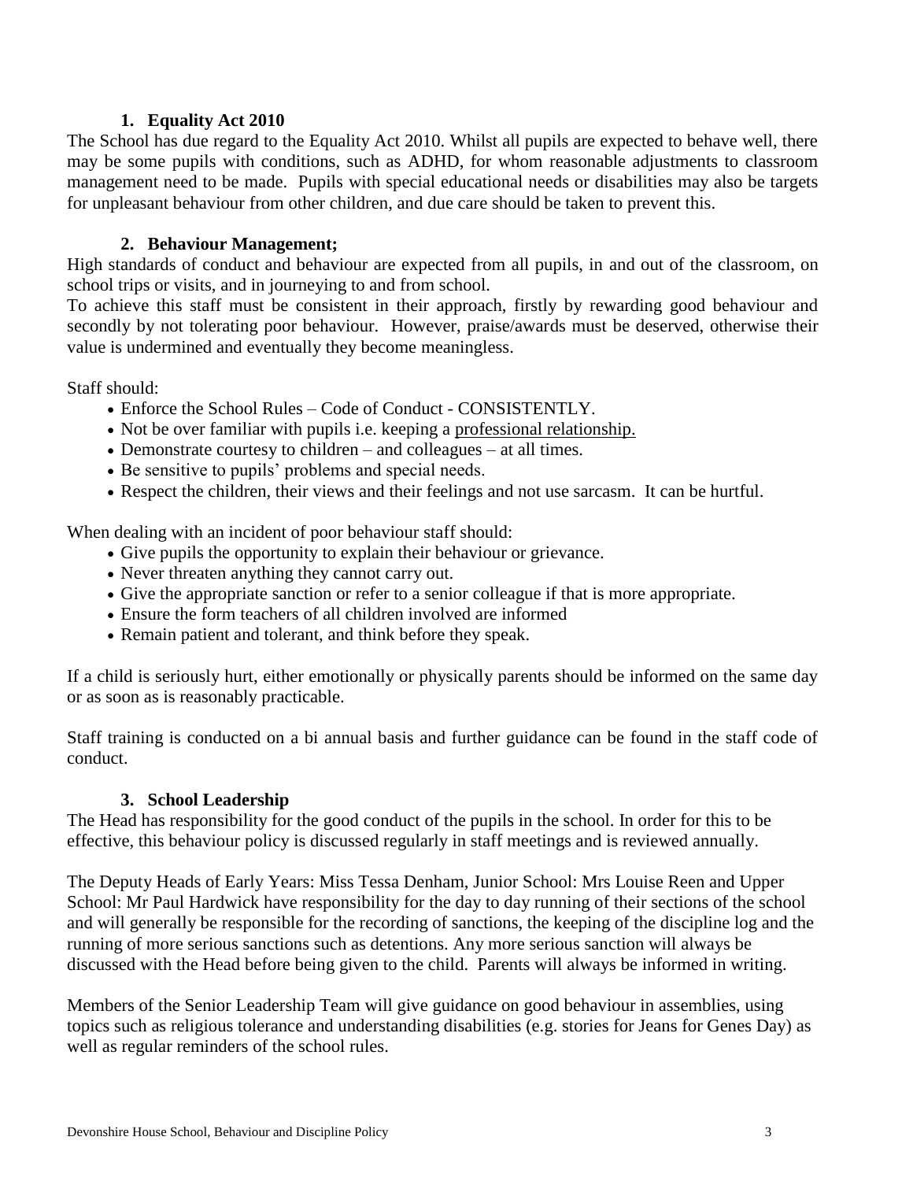## 1. Equality Act 2010

The School has due regard to the Equality Act 2010. Whilst all pupils are expected to behave well, there may be some pupils with conditions, such as ADHD, for whom reasonable adjustments to classroom management need to be made. Pupils with special educational needs or disabilities may also be targets for unpleasant behaviour from other children, and due care should be taken to prevent this.

## 2. Behaviour Management;

High standards of conduct and behaviour are expected from all pupils, in and out of the classroom, on school trips or visits, and in journeying to and from school.

To achieve this staff must be consistent in their approach, firstly by rewarding good behaviour and secondly by not tolerating poor behaviour. However, praise/awards must be deserved, otherwise their value is undermined and eventually they become meaningless.

Staff should:

- Enforce the School Rules – Code of Conduct - CONSISTENTLY.
- Not be over familiar with pupils i.e. keeping a professional relationship.
- Demonstrate courtesy to children – and colleagues – at all times.
- Be sensitive to pupils' problems and special needs.
- Respect the children, their views and their feelings and not use sarcasm. It can be hurtful.

When dealing with an incident of poor behaviour staff should:

- Give pupils the opportunity to explain their behaviour or grievance.
- Never threaten anything they cannot carry out.
- Give the appropriate sanction or refer to a senior colleague if that is more appropriate.
- Ensure the form teachers of all children involved are informed
- Remain patient and tolerant, and think before they speak.

If a child is seriously hurt, either emotionally or physically parents should be informed on the same day or as soon as is reasonably practicable.

Staff training is conducted on a bi annual basis and further guidance can be found in the staff code of conduct.

## 3. School Leadership

The Head has responsibility for the good conduct of the pupils in the school. In order for this to be effective, this behaviour policy is discussed regularly in staff meetings and is reviewed annually.

The Deputy Heads of Early Years: Miss Tessa Denham, Junior School: Mrs Louise Reen and Upper School: Mr Paul Hardwick have responsibility for the day to day running of their sections of the school and will generally be responsible for the recording of sanctions, the keeping of the discipline log and the running of more serious sanctions such as detentions. Any more serious sanction will always be discussed with the Head before being given to the child. Parents will always be informed in writing.

Members of the Senior Leadership Team will give guidance on good behaviour in assemblies, using topics such as religious tolerance and understanding disabilities (e.g. stories for Jeans for Genes Day) as well as regular reminders of the school rules.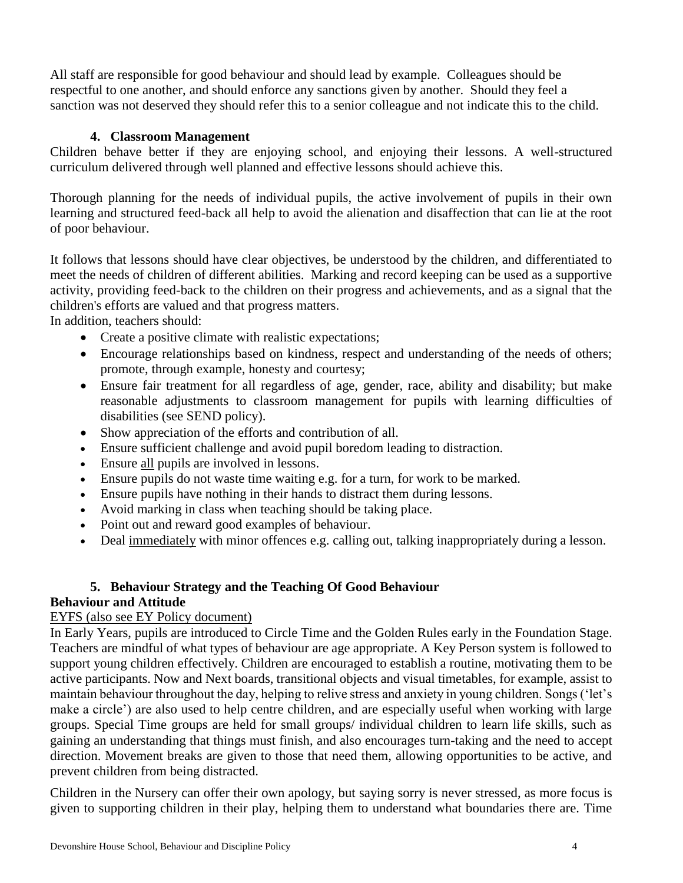All staff are responsible for good behaviour and should lead by example. Colleagues should be respectful to one another, and should enforce any sanctions given by another. Should they feel a sanction was not deserved they should refer this to a senior colleague and not indicate this to the child.

### 4. Classroom Management

Children behave better if they are enjoying school, and enjoying their lessons. A well-structured curriculum delivered through well planned and effective lessons should achieve this.

Thorough planning for the needs of individual pupils, the active involvement of pupils in their own learning and structured feed-back all help to avoid the alienation and disaffection that can lie at the root of poor behaviour.

It follows that lessons should have clear objectives, be understood by the children, and differentiated to meet the needs of children of different abilities. Marking and record keeping can be used as a supportive activity, providing feed-back to the children on their progress and achievements, and as a signal that the children's efforts are valued and that progress matters.

In addition, teachers should:

- Create a positive climate with realistic expectations;
- Encourage relationships based on kindness, respect and understanding of the needs of others; promote, through example, honesty and courtesy;
- Ensure fair treatment for all regardless of age, gender, race, ability and disability; but make reasonable adjustments to classroom management for pupils with learning difficulties of disabilities (see SEND policy).
- Show appreciation of the efforts and contribution of all.
- Ensure sufficient challenge and avoid pupil boredom leading to distraction.
- Ensure <u>all</u> pupils are involved in lessons.
- Ensure pupils do not waste time waiting e.g. for a turn, for work to be marked.
- Ensure pupils have nothing in their hands to distract them during lessons.
- Avoid marking in class when teaching should be taking place.
- Point out and reward good examples of behaviour.
- Deal <u>immediately</u> with minor offences e.g. calling out, talking inappropriately during a lesson.

### 5. Behaviour Strategy and the Teaching Of Good Behaviour

**Behaviour and Attitude**

<u>EYFS (also see EY Policy document)</u>

In Early Years, pupils are introduced to Circle Time and the Golden Rules early in the Foundation Stage. Teachers are mindful of what types of behaviour are age appropriate. A Key Person system is followed to support young children effectively. Children are encouraged to establish a routine, motivating them to be active participants. Now and Next boards, transitional objects and visual timetables, for example, assist to maintain behaviour throughout the day, helping to relive stress and anxiety in young children. Songs ('let's make a circle') are also used to help centre children, and are especially useful when working with large groups. Special Time groups are held for small groups/ individual children to learn life skills, such as gaining an understanding that things must finish, and also encourages turn-taking and the need to accept direction. Movement breaks are given to those that need them, allowing opportunities to be active, and prevent children from being distracted.

Children in the Nursery can offer their own apology, but saying sorry is never stressed, as more focus is given to supporting children in their play, helping them to understand what boundaries there are. Time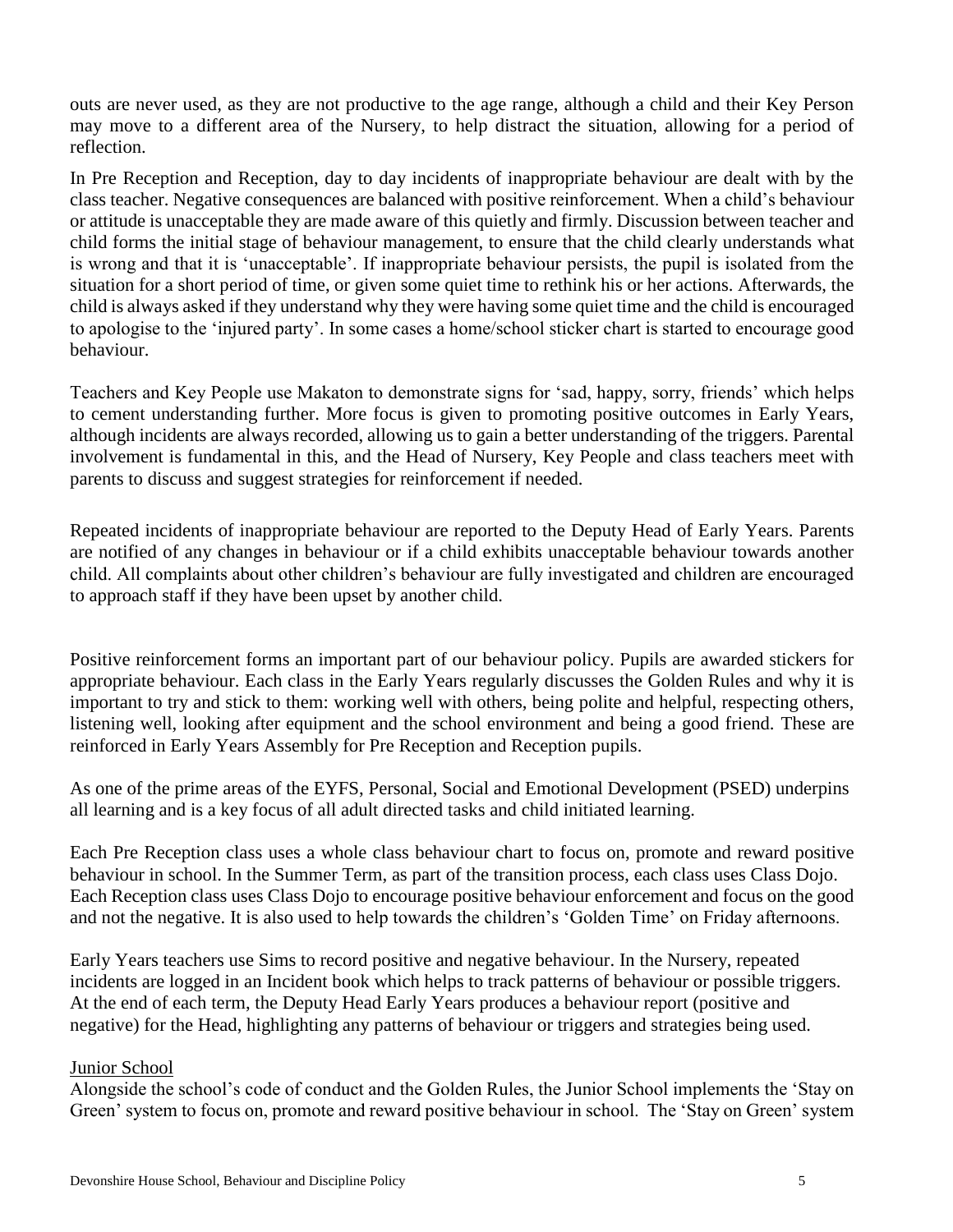outs are never used, as they are not productive to the age range, although a child and their Key Person may move to a different area of the Nursery, to help distract the situation, allowing for a period of reflection.

In Pre Reception and Reception, day to day incidents of inappropriate behaviour are dealt with by the class teacher. Negative consequences are balanced with positive reinforcement. When a child's behaviour or attitude is unacceptable they are made aware of this quietly and firmly. Discussion between teacher and child forms the initial stage of behaviour management, to ensure that the child clearly understands what is wrong and that it is 'unacceptable'. If inappropriate behaviour persists, the pupil is isolated from the situation for a short period of time, or given some quiet time to rethink his or her actions. Afterwards, the child is always asked if they understand why they were having some quiet time and the child is encouraged to apologise to the 'injured party'. In some cases a home/school sticker chart is started to encourage good behaviour.

Teachers and Key People use Makaton to demonstrate signs for 'sad, happy, sorry, friends' which helps to cement understanding further. More focus is given to promoting positive outcomes in Early Years, although incidents are always recorded, allowing us to gain a better understanding of the triggers. Parental involvement is fundamental in this, and the Head of Nursery, Key People and class teachers meet with parents to discuss and suggest strategies for reinforcement if needed.

Repeated incidents of inappropriate behaviour are reported to the Deputy Head of Early Years. Parents are notified of any changes in behaviour or if a child exhibits unacceptable behaviour towards another child. All complaints about other children's behaviour are fully investigated and children are encouraged to approach staff if they have been upset by another child.

Positive reinforcement forms an important part of our behaviour policy. Pupils are awarded stickers for appropriate behaviour. Each class in the Early Years regularly discusses the Golden Rules and why it is important to try and stick to them: working well with others, being polite and helpful, respecting others, listening well, looking after equipment and the school environment and being a good friend. These are reinforced in Early Years Assembly for Pre Reception and Reception pupils.

As one of the prime areas of the EYFS, Personal, Social and Emotional Development (PSED) underpins all learning and is a key focus of all adult directed tasks and child initiated learning.

Each Pre Reception class uses a whole class behaviour chart to focus on, promote and reward positive behaviour in school. In the Summer Term, as part of the transition process, each class uses Class Dojo. Each Reception class uses Class Dojo to encourage positive behaviour enforcement and focus on the good and not the negative. It is also used to help towards the children's 'Golden Time' on Friday afternoons.

Early Years teachers use Sims to record positive and negative behaviour. In the Nursery, repeated incidents are logged in an Incident book which helps to track patterns of behaviour or possible triggers. At the end of each term, the Deputy Head Early Years produces a behaviour report (positive and negative) for the Head, highlighting any patterns of behaviour or triggers and strategies being used.

## Junior School

Alongside the school's code of conduct and the Golden Rules, the Junior School implements the 'Stay on Green' system to focus on, promote and reward positive behaviour in school. The 'Stay on Green' system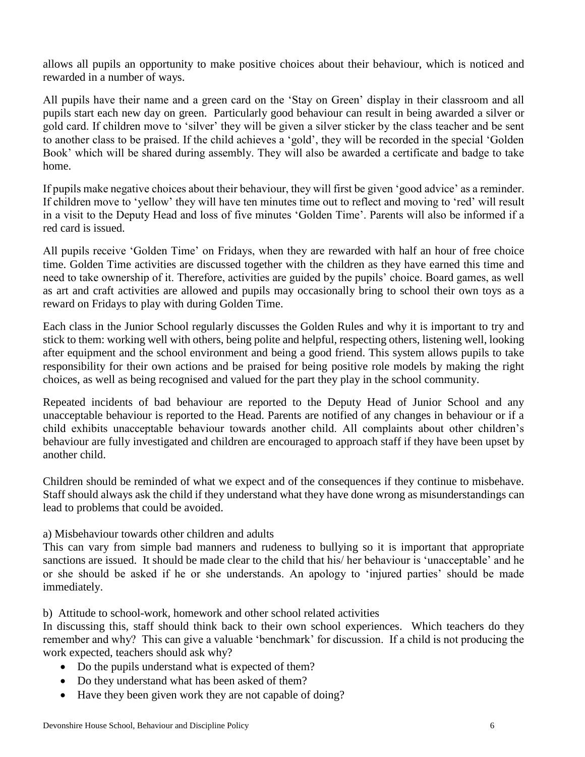allows all pupils an opportunity to make positive choices about their behaviour, which is noticed and rewarded in a number of ways.

All pupils have their name and a green card on the 'Stay on Green' display in their classroom and all pupils start each new day on green. Particularly good behaviour can result in being awarded a silver or gold card. If children move to 'silver' they will be given a silver sticker by the class teacher and be sent to another class to be praised. If the child achieves a 'gold', they will be recorded in the special 'Golden Book' which will be shared during assembly. They will also be awarded a certificate and badge to take home.

If pupils make negative choices about their behaviour, they will first be given 'good advice' as a reminder. If children move to 'yellow' they will have ten minutes time out to reflect and moving to 'red' will result in a visit to the Deputy Head and loss of five minutes 'Golden Time'. Parents will also be informed if a red card is issued.

All pupils receive 'Golden Time' on Fridays, when they are rewarded with half an hour of free choice time. Golden Time activities are discussed together with the children as they have earned this time and need to take ownership of it. Therefore, activities are guided by the pupils' choice. Board games, as well as art and craft activities are allowed and pupils may occasionally bring to school their own toys as a reward on Fridays to play with during Golden Time.

Each class in the Junior School regularly discusses the Golden Rules and why it is important to try and stick to them: working well with others, being polite and helpful, respecting others, listening well, looking after equipment and the school environment and being a good friend. This system allows pupils to take responsibility for their own actions and be praised for being positive role models by making the right choices, as well as being recognised and valued for the part they play in the school community.

Repeated incidents of bad behaviour are reported to the Deputy Head of Junior School and any unacceptable behaviour is reported to the Head. Parents are notified of any changes in behaviour or if a child exhibits unacceptable behaviour towards another child. All complaints about other children's behaviour are fully investigated and children are encouraged to approach staff if they have been upset by another child.

Children should be reminded of what we expect and of the consequences if they continue to misbehave. Staff should always ask the child if they understand what they have done wrong as misunderstandings can lead to problems that could be avoided.

a) Misbehaviour towards other children and adults

This can vary from simple bad manners and rudeness to bullying so it is important that appropriate sanctions are issued. It should be made clear to the child that his/ her behaviour is 'unacceptable' and he or she should be asked if he or she understands. An apology to 'injured parties' should be made immediately.

b) Attitude to school-work, homework and other school related activities

In discussing this, staff should think back to their own school experiences. Which teachers do they remember and why? This can give a valuable 'benchmark' for discussion. If a child is not producing the work expected, teachers should ask why?

- Do the pupils understand what is expected of them?
- Do they understand what has been asked of them?
- Have they been given work they are not capable of doing?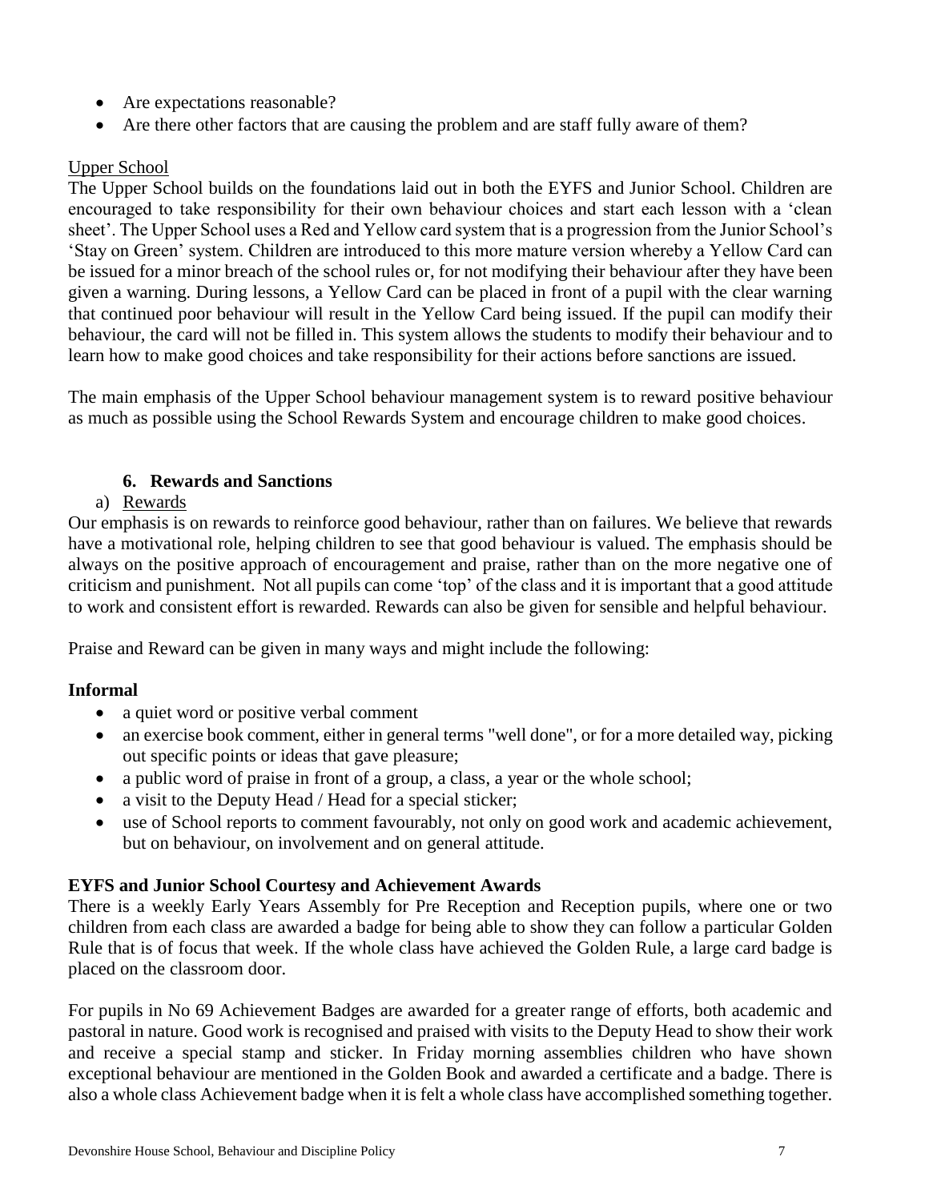- Are expectations reasonable?
- Are there other factors that are causing the problem and are staff fully aware of them?

Upper School

The Upper School builds on the foundations laid out in both the EYFS and Junior School. Children are encouraged to take responsibility for their own behaviour choices and start each lesson with a 'clean sheet'. The Upper School uses a Red and Yellow card system that is a progression from the Junior School's 'Stay on Green' system. Children are introduced to this more mature version whereby a Yellow Card can be issued for a minor breach of the school rules or, for not modifying their behaviour after they have been given a warning. During lessons, a Yellow Card can be placed in front of a pupil with the clear warning that continued poor behaviour will result in the Yellow Card being issued. If the pupil can modify their behaviour, the card will not be filled in. This system allows the students to modify their behaviour and to learn how to make good choices and take responsibility for their actions before sanctions are issued.

The main emphasis of the Upper School behaviour management system is to reward positive behaviour as much as possible using the School Rewards System and encourage children to make good choices.

## 6. Rewards and Sanctions

a) Rewards

Our emphasis is on rewards to reinforce good behaviour, rather than on failures. We believe that rewards have a motivational role, helping children to see that good behaviour is valued. The emphasis should be always on the positive approach of encouragement and praise, rather than on the more negative one of criticism and punishment. Not all pupils can come 'top' of the class and it is important that a good attitude to work and consistent effort is rewarded. Rewards can also be given for sensible and helpful behaviour.

Praise and Reward can be given in many ways and might include the following:

**Informal**

- a quiet word or positive verbal comment
- an exercise book comment, either in general terms "well done", or for a more detailed way, picking out specific points or ideas that gave pleasure;
- a public word of praise in front of a group, a class, a year or the whole school;
- a visit to the Deputy Head / Head for a special sticker;
- use of School reports to comment favourably, not only on good work and academic achievement, but on behaviour, on involvement and on general attitude.

**EYFS and Junior School Courtesy and Achievement Awards**

There is a weekly Early Years Assembly for Pre Reception and Reception pupils, where one or two children from each class are awarded a badge for being able to show they can follow a particular Golden Rule that is of focus that week. If the whole class have achieved the Golden Rule, a large card badge is placed on the classroom door.

For pupils in No 69 Achievement Badges are awarded for a greater range of efforts, both academic and pastoral in nature. Good work is recognised and praised with visits to the Deputy Head to show their work and receive a special stamp and sticker. In Friday morning assemblies children who have shown exceptional behaviour are mentioned in the Golden Book and awarded a certificate and a badge. There is also a whole class Achievement badge when it is felt a whole class have accomplished something together.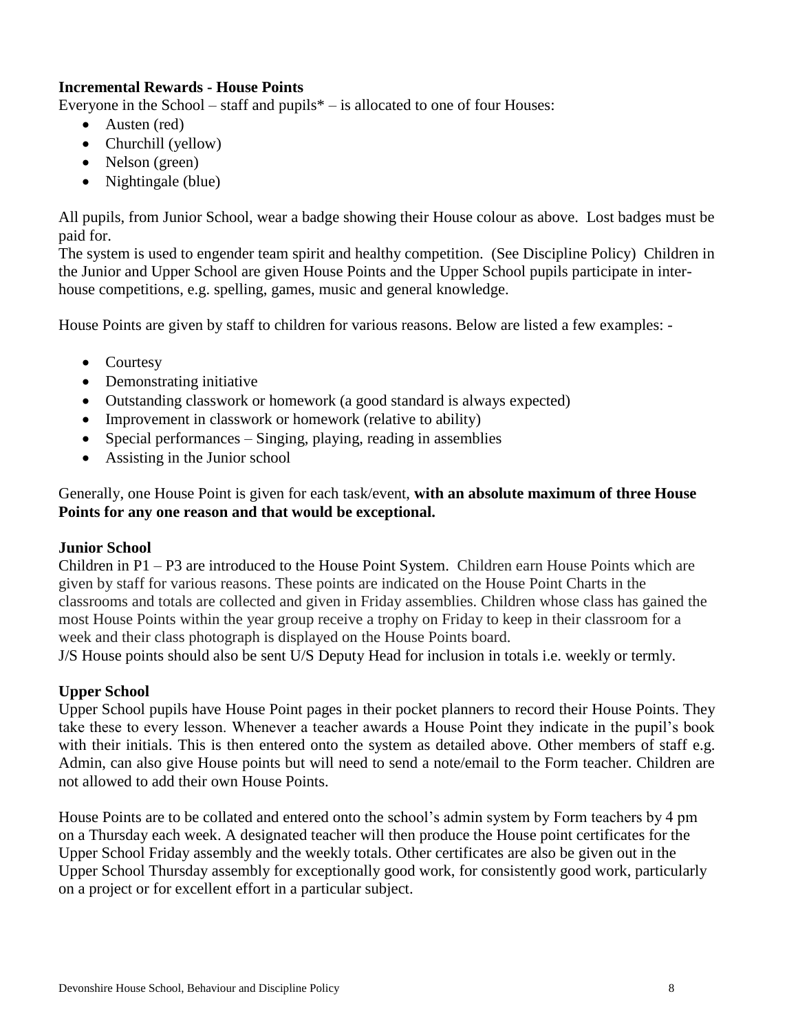**Incremental Rewards - House Points**

Everyone in the School – staff and pupils* – is allocated to one of four Houses:

- Austen (red)
- Churchill (yellow)
- Nelson (green)
- Nightingale (blue)

All pupils, from Junior School, wear a badge showing their House colour as above. Lost badges must be paid for.

The system is used to engender team spirit and healthy competition. (See Discipline Policy) Children in the Junior and Upper School are given House Points and the Upper School pupils participate in inter-house competitions, e.g. spelling, games, music and general knowledge.

House Points are given by staff to children for various reasons. Below are listed a few examples: -

- Courtesy
- Demonstrating initiative
- Outstanding classwork or homework (a good standard is always expected)
- Improvement in classwork or homework (relative to ability)
- Special performances – Singing, playing, reading in assemblies
- Assisting in the Junior school

Generally, one House Point is given for each task/event, **with an absolute maximum of three House Points for any one reason and that would be exceptional.**

**Junior School**

Children in P1 – P3 are introduced to the House Point System. Children earn House Points which are given by staff for various reasons. These points are indicated on the House Point Charts in the classrooms and totals are collected and given in Friday assemblies. Children whose class has gained the most House Points within the year group receive a trophy on Friday to keep in their classroom for a week and their class photograph is displayed on the House Points board.

J/S House points should also be sent U/S Deputy Head for inclusion in totals i.e. weekly or termly.

**Upper School**

Upper School pupils have House Point pages in their pocket planners to record their House Points. They take these to every lesson. Whenever a teacher awards a House Point they indicate in the pupil's book with their initials. This is then entered onto the system as detailed above. Other members of staff e.g. Admin, can also give House points but will need to send a note/email to the Form teacher. Children are not allowed to add their own House Points.

House Points are to be collated and entered onto the school's admin system by Form teachers by 4 pm on a Thursday each week. A designated teacher will then produce the House point certificates for the Upper School Friday assembly and the weekly totals. Other certificates are also be given out in the Upper School Thursday assembly for exceptionally good work, for consistently good work, particularly on a project or for excellent effort in a particular subject.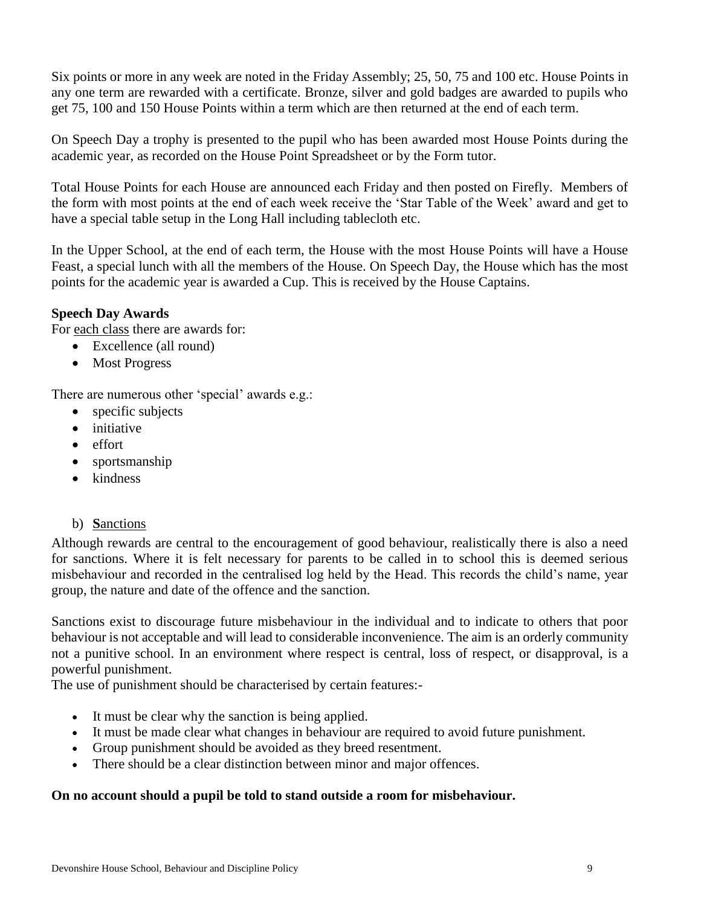Six points or more in any week are noted in the Friday Assembly; 25, 50, 75 and 100 etc. House Points in any one term are rewarded with a certificate. Bronze, silver and gold badges are awarded to pupils who get 75, 100 and 150 House Points within a term which are then returned at the end of each term.

On Speech Day a trophy is presented to the pupil who has been awarded most House Points during the academic year, as recorded on the House Point Spreadsheet or by the Form tutor.

Total House Points for each House are announced each Friday and then posted on Firefly. Members of the form with most points at the end of each week receive the 'Star Table of the Week' award and get to have a special table setup in the Long Hall including tablecloth etc.

In the Upper School, at the end of each term, the House with the most House Points will have a House Feast, a special lunch with all the members of the House. On Speech Day, the House which has the most points for the academic year is awarded a Cup. This is received by the House Captains.

**Speech Day Awards**

For <u>each class</u> there are awards for:

- Excellence (all round)
- Most Progress

There are numerous other 'special' awards e.g.:

- specific subjects
- initiative
- effort
- sportsmanship
- kindness

b) <u>**S**anctions</u>

Although rewards are central to the encouragement of good behaviour, realistically there is also a need for sanctions. Where it is felt necessary for parents to be called in to school this is deemed serious misbehaviour and recorded in the centralised log held by the Head. This records the child's name, year group, the nature and date of the offence and the sanction.

Sanctions exist to discourage future misbehaviour in the individual and to indicate to others that poor behaviour is not acceptable and will lead to considerable inconvenience. The aim is an orderly community not a punitive school. In an environment where respect is central, loss of respect, or disapproval, is a powerful punishment.

The use of punishment should be characterised by certain features:-

- It must be clear why the sanction is being applied.
- It must be made clear what changes in behaviour are required to avoid future punishment.
- Group punishment should be avoided as they breed resentment.
- There should be a clear distinction between minor and major offences.

**On no account should a pupil be told to stand outside a room for misbehaviour.**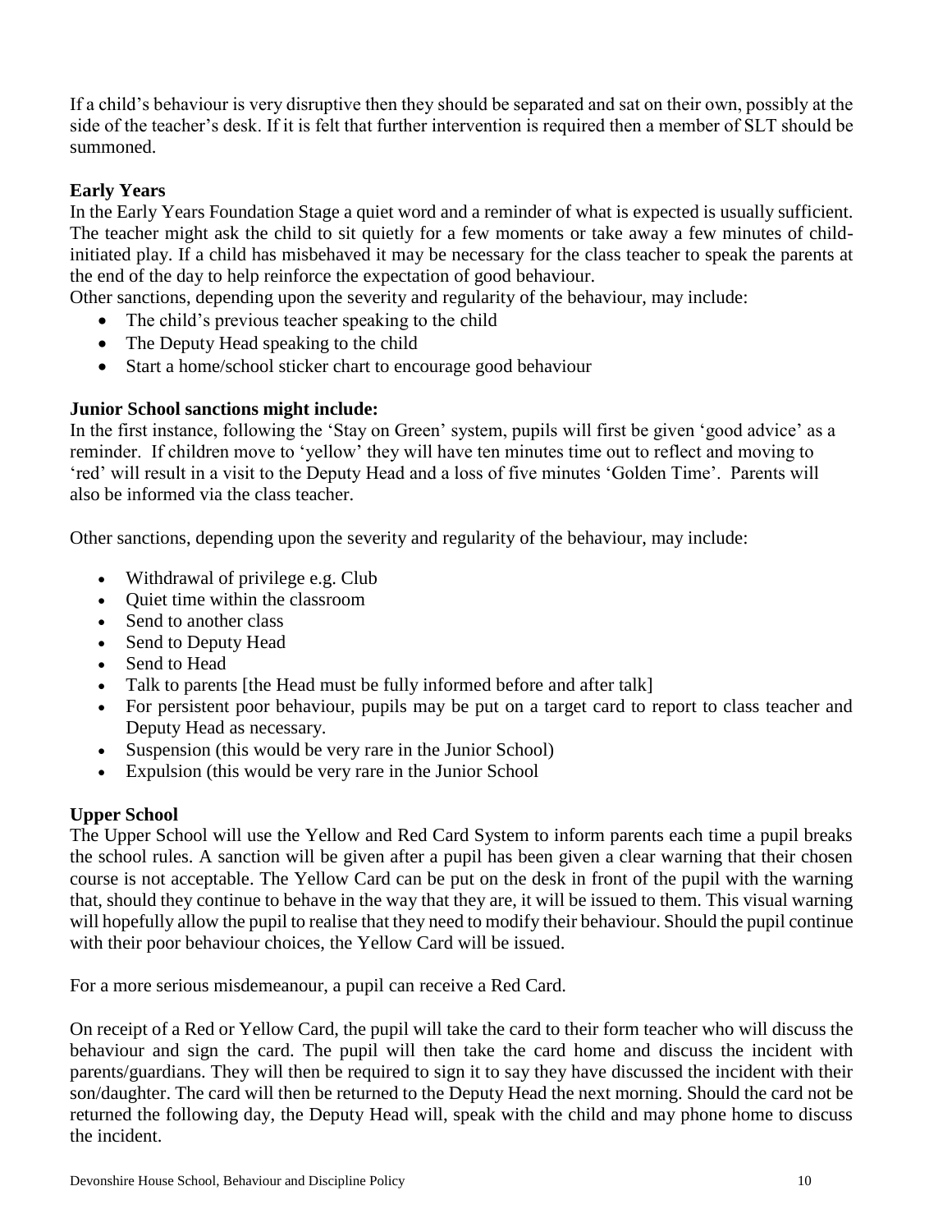If a child's behaviour is very disruptive then they should be separated and sat on their own, possibly at the side of the teacher's desk. If it is felt that further intervention is required then a member of SLT should be summoned.

**Early Years**

In the Early Years Foundation Stage a quiet word and a reminder of what is expected is usually sufficient. The teacher might ask the child to sit quietly for a few moments or take away a few minutes of child-initiated play. If a child has misbehaved it may be necessary for the class teacher to speak the parents at the end of the day to help reinforce the expectation of good behaviour.

Other sanctions, depending upon the severity and regularity of the behaviour, may include:

- The child's previous teacher speaking to the child
- The Deputy Head speaking to the child
- Start a home/school sticker chart to encourage good behaviour

**Junior School sanctions might include:**

In the first instance, following the 'Stay on Green' system, pupils will first be given 'good advice' as a reminder. If children move to 'yellow' they will have ten minutes time out to reflect and moving to 'red' will result in a visit to the Deputy Head and a loss of five minutes 'Golden Time'. Parents will also be informed via the class teacher.

Other sanctions, depending upon the severity and regularity of the behaviour, may include:

- Withdrawal of privilege e.g. Club
- Quiet time within the classroom
- Send to another class
- Send to Deputy Head
- Send to Head
- Talk to parents [the Head must be fully informed before and after talk]
- For persistent poor behaviour, pupils may be put on a target card to report to class teacher and Deputy Head as necessary.
- Suspension (this would be very rare in the Junior School)
- Expulsion (this would be very rare in the Junior School

**Upper School**

The Upper School will use the Yellow and Red Card System to inform parents each time a pupil breaks the school rules. A sanction will be given after a pupil has been given a clear warning that their chosen course is not acceptable. The Yellow Card can be put on the desk in front of the pupil with the warning that, should they continue to behave in the way that they are, it will be issued to them. This visual warning will hopefully allow the pupil to realise that they need to modify their behaviour. Should the pupil continue with their poor behaviour choices, the Yellow Card will be issued.

For a more serious misdemeanour, a pupil can receive a Red Card.

On receipt of a Red or Yellow Card, the pupil will take the card to their form teacher who will discuss the behaviour and sign the card. The pupil will then take the card home and discuss the incident with parents/guardians. They will then be required to sign it to say they have discussed the incident with their son/daughter. The card will then be returned to the Deputy Head the next morning. Should the card not be returned the following day, the Deputy Head will, speak with the child and may phone home to discuss the incident.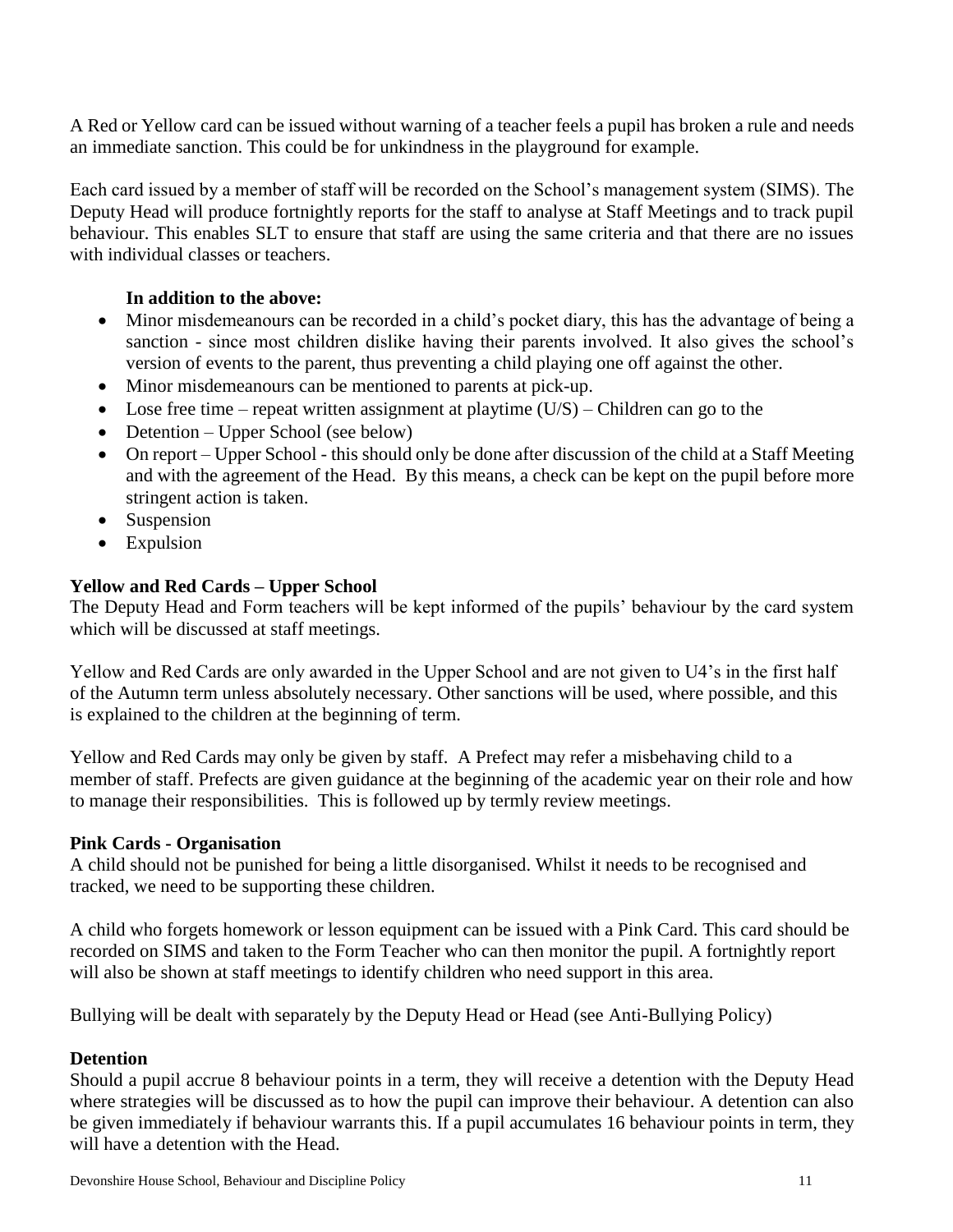A Red or Yellow card can be issued without warning of a teacher feels a pupil has broken a rule and needs an immediate sanction. This could be for unkindness in the playground for example.

Each card issued by a member of staff will be recorded on the School's management system (SIMS). The Deputy Head will produce fortnightly reports for the staff to analyse at Staff Meetings and to track pupil behaviour. This enables SLT to ensure that staff are using the same criteria and that there are no issues with individual classes or teachers.

**In addition to the above:**

- Minor misdemeanours can be recorded in a child's pocket diary, this has the advantage of being a sanction - since most children dislike having their parents involved. It also gives the school's version of events to the parent, thus preventing a child playing one off against the other.
- Minor misdemeanours can be mentioned to parents at pick-up.
- Lose free time – repeat written assignment at playtime (U/S) – Children can go to the
- Detention – Upper School (see below)
- On report – Upper School - this should only be done after discussion of the child at a Staff Meeting and with the agreement of the Head. By this means, a check can be kept on the pupil before more stringent action is taken.
- Suspension
- Expulsion

### Yellow and Red Cards – Upper School

The Deputy Head and Form teachers will be kept informed of the pupils' behaviour by the card system which will be discussed at staff meetings.

Yellow and Red Cards are only awarded in the Upper School and are not given to U4's in the first half of the Autumn term unless absolutely necessary. Other sanctions will be used, where possible, and this is explained to the children at the beginning of term.

Yellow and Red Cards may only be given by staff. A Prefect may refer a misbehaving child to a member of staff. Prefects are given guidance at the beginning of the academic year on their role and how to manage their responsibilities. This is followed up by termly review meetings.

### Pink Cards - Organisation

A child should not be punished for being a little disorganised. Whilst it needs to be recognised and tracked, we need to be supporting these children.

A child who forgets homework or lesson equipment can be issued with a Pink Card. This card should be recorded on SIMS and taken to the Form Teacher who can then monitor the pupil. A fortnightly report will also be shown at staff meetings to identify children who need support in this area.

Bullying will be dealt with separately by the Deputy Head or Head (see Anti-Bullying Policy)

### Detention

Should a pupil accrue 8 behaviour points in a term, they will receive a detention with the Deputy Head where strategies will be discussed as to how the pupil can improve their behaviour. A detention can also be given immediately if behaviour warrants this. If a pupil accumulates 16 behaviour points in term, they will have a detention with the Head.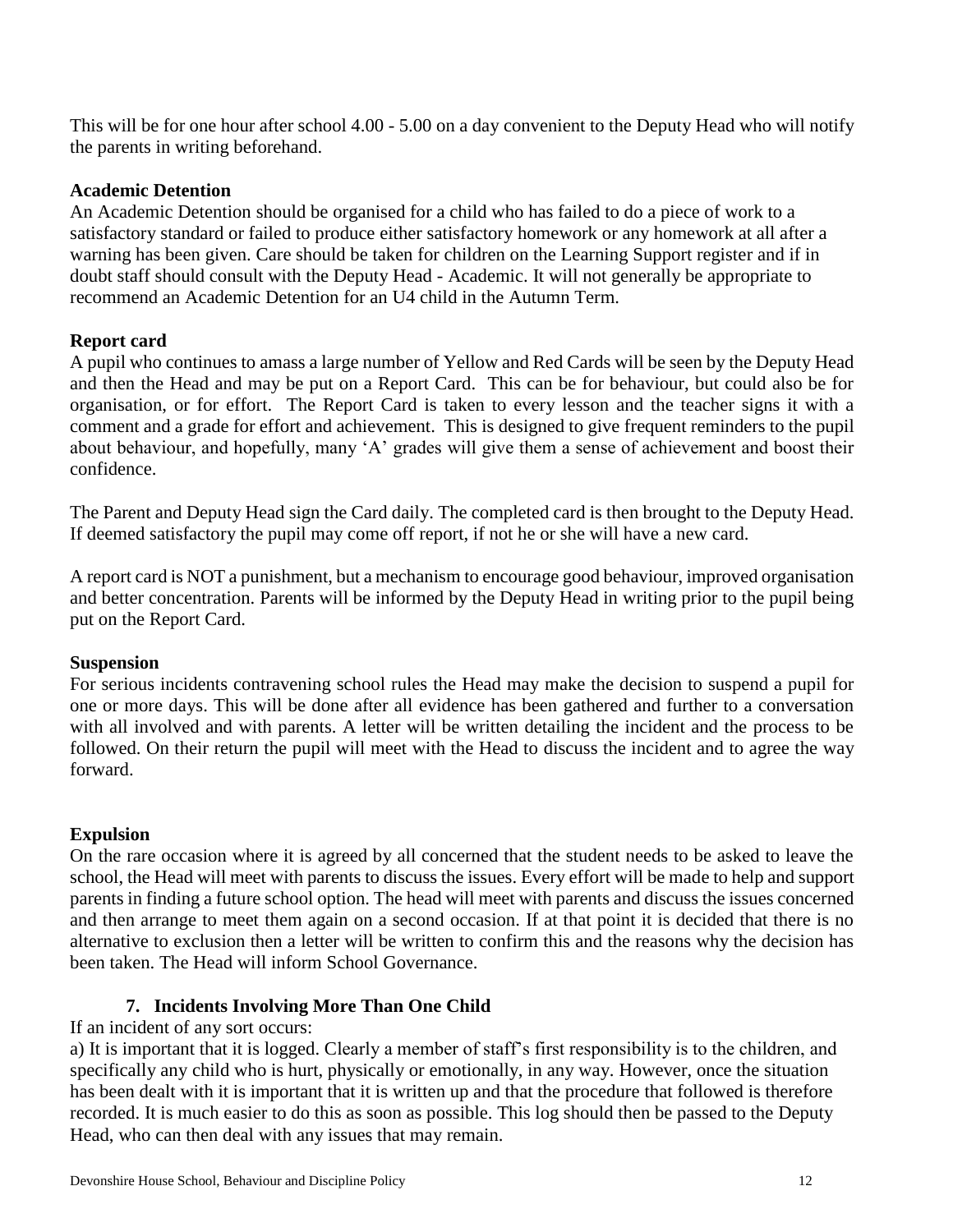This will be for one hour after school 4.00 - 5.00 on a day convenient to the Deputy Head who will notify the parents in writing beforehand.

**Academic Detention**

An Academic Detention should be organised for a child who has failed to do a piece of work to a satisfactory standard or failed to produce either satisfactory homework or any homework at all after a warning has been given. Care should be taken for children on the Learning Support register and if in doubt staff should consult with the Deputy Head - Academic. It will not generally be appropriate to recommend an Academic Detention for an U4 child in the Autumn Term.

**Report card**

A pupil who continues to amass a large number of Yellow and Red Cards will be seen by the Deputy Head and then the Head and may be put on a Report Card. This can be for behaviour, but could also be for organisation, or for effort. The Report Card is taken to every lesson and the teacher signs it with a comment and a grade for effort and achievement. This is designed to give frequent reminders to the pupil about behaviour, and hopefully, many 'A' grades will give them a sense of achievement and boost their confidence.

The Parent and Deputy Head sign the Card daily. The completed card is then brought to the Deputy Head. If deemed satisfactory the pupil may come off report, if not he or she will have a new card.

A report card is NOT a punishment, but a mechanism to encourage good behaviour, improved organisation and better concentration. Parents will be informed by the Deputy Head in writing prior to the pupil being put on the Report Card.

**Suspension**

For serious incidents contravening school rules the Head may make the decision to suspend a pupil for one or more days. This will be done after all evidence has been gathered and further to a conversation with all involved and with parents. A letter will be written detailing the incident and the process to be followed. On their return the pupil will meet with the Head to discuss the incident and to agree the way forward.

**Expulsion**

On the rare occasion where it is agreed by all concerned that the student needs to be asked to leave the school, the Head will meet with parents to discuss the issues. Every effort will be made to help and support parents in finding a future school option. The head will meet with parents and discuss the issues concerned and then arrange to meet them again on a second occasion. If at that point it is decided that there is no alternative to exclusion then a letter will be written to confirm this and the reasons why the decision has been taken. The Head will inform School Governance.

## 7. Incidents Involving More Than One Child

If an incident of any sort occurs:

a) It is important that it is logged. Clearly a member of staff's first responsibility is to the children, and specifically any child who is hurt, physically or emotionally, in any way. However, once the situation has been dealt with it is important that it is written up and that the procedure that followed is therefore recorded. It is much easier to do this as soon as possible. This log should then be passed to the Deputy Head, who can then deal with any issues that may remain.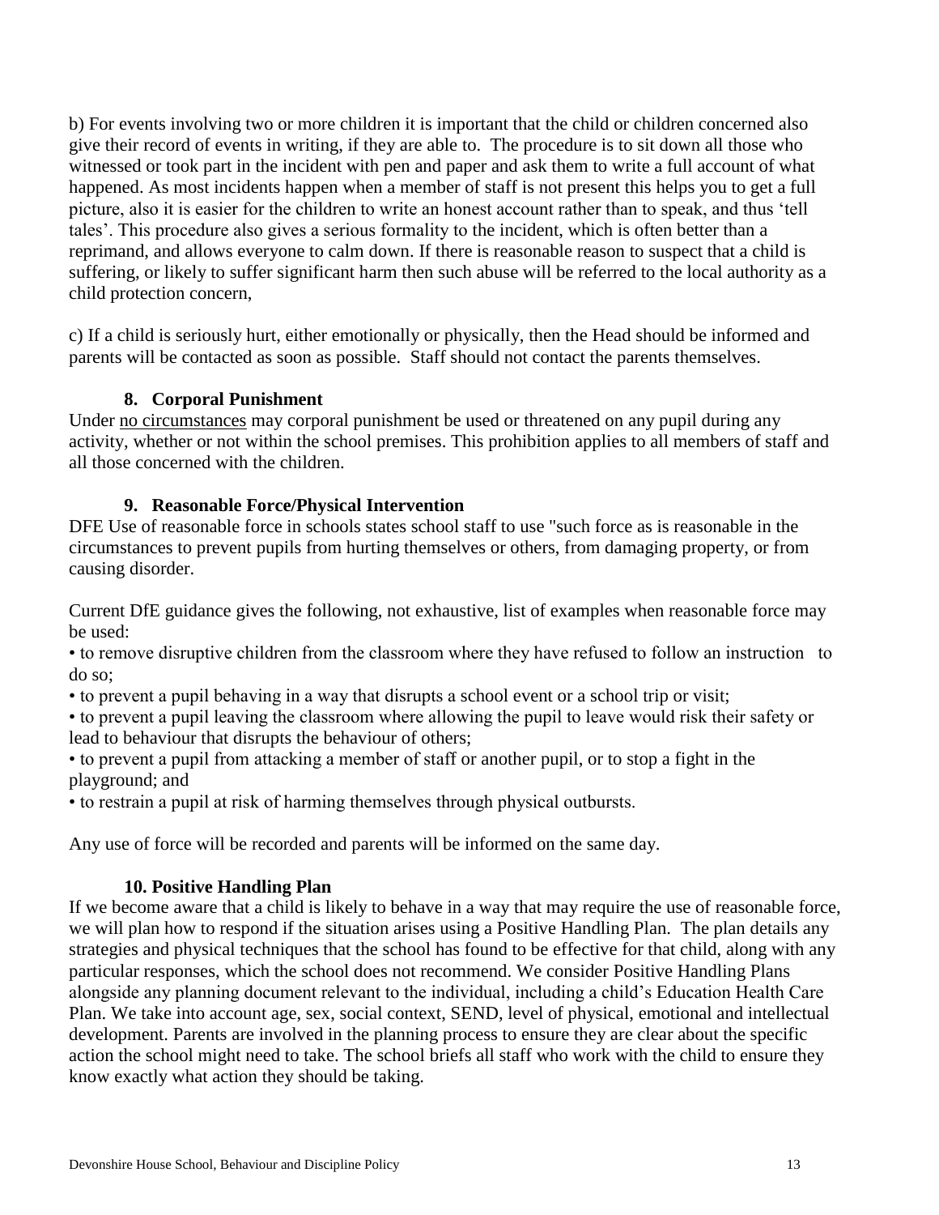b) For events involving two or more children it is important that the child or children concerned also give their record of events in writing, if they are able to. The procedure is to sit down all those who witnessed or took part in the incident with pen and paper and ask them to write a full account of what happened. As most incidents happen when a member of staff is not present this helps you to get a full picture, also it is easier for the children to write an honest account rather than to speak, and thus 'tell tales'. This procedure also gives a serious formality to the incident, which is often better than a reprimand, and allows everyone to calm down. If there is reasonable reason to suspect that a child is suffering, or likely to suffer significant harm then such abuse will be referred to the local authority as a child protection concern,

c) If a child is seriously hurt, either emotionally or physically, then the Head should be informed and parents will be contacted as soon as possible. Staff should not contact the parents themselves.

## 8. Corporal Punishment

Under no circumstances may corporal punishment be used or threatened on any pupil during any activity, whether or not within the school premises. This prohibition applies to all members of staff and all those concerned with the children.

## 9. Reasonable Force/Physical Intervention

DFE Use of reasonable force in schools states school staff to use "such force as is reasonable in the circumstances to prevent pupils from hurting themselves or others, from damaging property, or from causing disorder.

Current DfE guidance gives the following, not exhaustive, list of examples when reasonable force may be used:

- to remove disruptive children from the classroom where they have refused to follow an instruction to do so;
- to prevent a pupil behaving in a way that disrupts a school event or a school trip or visit;
- to prevent a pupil leaving the classroom where allowing the pupil to leave would risk their safety or lead to behaviour that disrupts the behaviour of others;
- to prevent a pupil from attacking a member of staff or another pupil, or to stop a fight in the playground; and
- to restrain a pupil at risk of harming themselves through physical outbursts.

Any use of force will be recorded and parents will be informed on the same day.

## 10. Positive Handling Plan

If we become aware that a child is likely to behave in a way that may require the use of reasonable force, we will plan how to respond if the situation arises using a Positive Handling Plan. The plan details any strategies and physical techniques that the school has found to be effective for that child, along with any particular responses, which the school does not recommend. We consider Positive Handling Plans alongside any planning document relevant to the individual, including a child's Education Health Care Plan. We take into account age, sex, social context, SEND, level of physical, emotional and intellectual development. Parents are involved in the planning process to ensure they are clear about the specific action the school might need to take. The school briefs all staff who work with the child to ensure they know exactly what action they should be taking.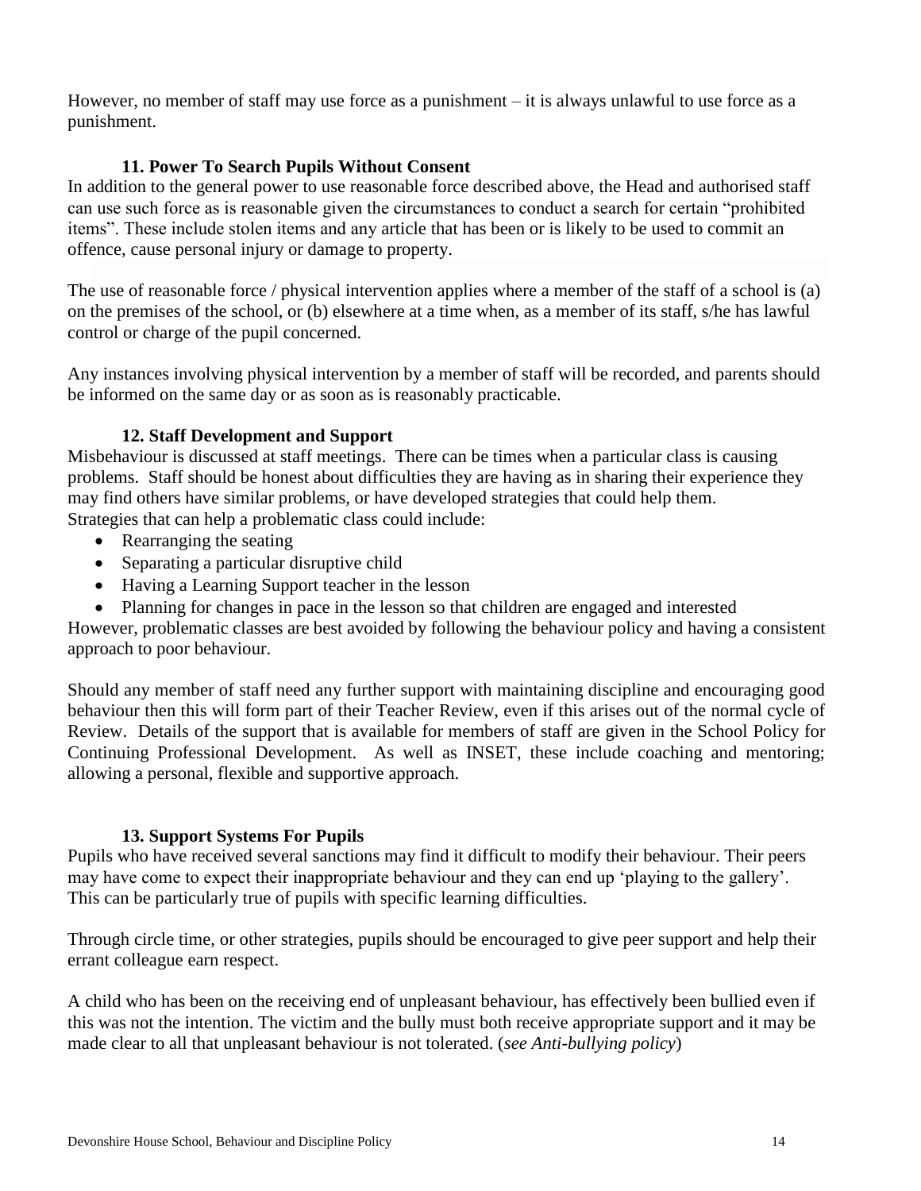However, no member of staff may use force as a punishment – it is always unlawful to use force as a punishment.

### 11. Power To Search Pupils Without Consent

In addition to the general power to use reasonable force described above, the Head and authorised staff can use such force as is reasonable given the circumstances to conduct a search for certain "prohibited items". These include stolen items and any article that has been or is likely to be used to commit an offence, cause personal injury or damage to property.

The use of reasonable force / physical intervention applies where a member of the staff of a school is (a) on the premises of the school, or (b) elsewhere at a time when, as a member of its staff, s/he has lawful control or charge of the pupil concerned.

Any instances involving physical intervention by a member of staff will be recorded, and parents should be informed on the same day or as soon as is reasonably practicable.

### 12. Staff Development and Support

Misbehaviour is discussed at staff meetings. There can be times when a particular class is causing problems. Staff should be honest about difficulties they are having as in sharing their experience they may find others have similar problems, or have developed strategies that could help them.
Strategies that can help a problematic class could include:

- Rearranging the seating
- Separating a particular disruptive child
- Having a Learning Support teacher in the lesson
- Planning for changes in pace in the lesson so that children are engaged and interested

However, problematic classes are best avoided by following the behaviour policy and having a consistent approach to poor behaviour.

Should any member of staff need any further support with maintaining discipline and encouraging good behaviour then this will form part of their Teacher Review, even if this arises out of the normal cycle of Review. Details of the support that is available for members of staff are given in the School Policy for Continuing Professional Development. As well as INSET, these include coaching and mentoring; allowing a personal, flexible and supportive approach.

### 13. Support Systems For Pupils

Pupils who have received several sanctions may find it difficult to modify their behaviour. Their peers may have come to expect their inappropriate behaviour and they can end up 'playing to the gallery'. This can be particularly true of pupils with specific learning difficulties.

Through circle time, or other strategies, pupils should be encouraged to give peer support and help their errant colleague earn respect.

A child who has been on the receiving end of unpleasant behaviour, has effectively been bullied even if this was not the intention. The victim and the bully must both receive appropriate support and it may be made clear to all that unpleasant behaviour is not tolerated. (*see Anti-bullying policy*)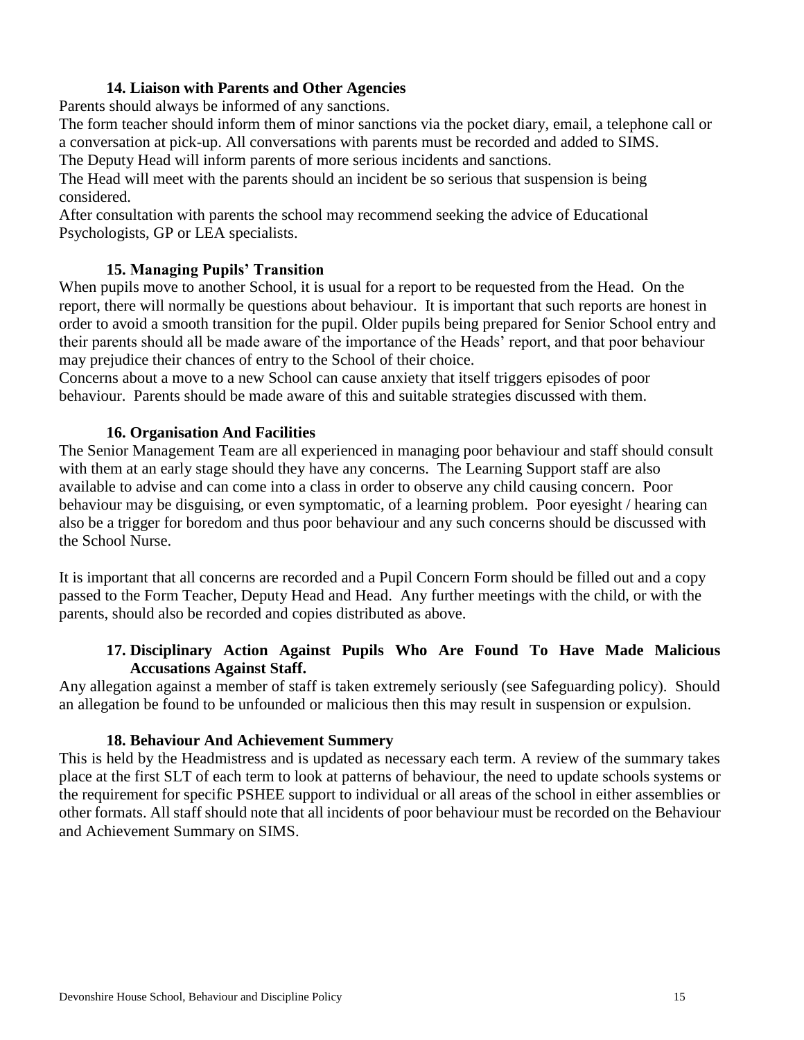### 14. Liaison with Parents and Other Agencies

Parents should always be informed of any sanctions.
The form teacher should inform them of minor sanctions via the pocket diary, email, a telephone call or a conversation at pick-up. All conversations with parents must be recorded and added to SIMS.
The Deputy Head will inform parents of more serious incidents and sanctions.
The Head will meet with the parents should an incident be so serious that suspension is being considered.
After consultation with parents the school may recommend seeking the advice of Educational Psychologists, GP or LEA specialists.

### 15. Managing Pupils' Transition

When pupils move to another School, it is usual for a report to be requested from the Head. On the report, there will normally be questions about behaviour. It is important that such reports are honest in order to avoid a smooth transition for the pupil. Older pupils being prepared for Senior School entry and their parents should all be made aware of the importance of the Heads' report, and that poor behaviour may prejudice their chances of entry to the School of their choice.
Concerns about a move to a new School can cause anxiety that itself triggers episodes of poor behaviour. Parents should be made aware of this and suitable strategies discussed with them.

### 16. Organisation And Facilities

The Senior Management Team are all experienced in managing poor behaviour and staff should consult with them at an early stage should they have any concerns. The Learning Support staff are also available to advise and can come into a class in order to observe any child causing concern. Poor behaviour may be disguising, or even symptomatic, of a learning problem. Poor eyesight / hearing can also be a trigger for boredom and thus poor behaviour and any such concerns should be discussed with the School Nurse.

It is important that all concerns are recorded and a Pupil Concern Form should be filled out and a copy passed to the Form Teacher, Deputy Head and Head. Any further meetings with the child, or with the parents, should also be recorded and copies distributed as above.

### 17. Disciplinary Action Against Pupils Who Are Found To Have Made Malicious Accusations Against Staff.

Any allegation against a member of staff is taken extremely seriously (see Safeguarding policy). Should an allegation be found to be unfounded or malicious then this may result in suspension or expulsion.

### 18. Behaviour And Achievement Summery

This is held by the Headmistress and is updated as necessary each term. A review of the summary takes place at the first SLT of each term to look at patterns of behaviour, the need to update schools systems or the requirement for specific PSHEE support to individual or all areas of the school in either assemblies or other formats. All staff should note that all incidents of poor behaviour must be recorded on the Behaviour and Achievement Summary on SIMS.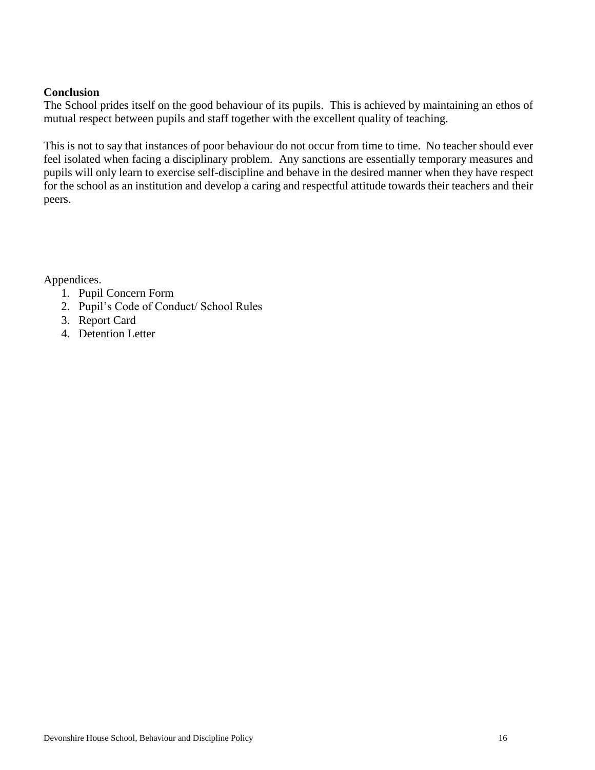**Conclusion**

The School prides itself on the good behaviour of its pupils. This is achieved by maintaining an ethos of mutual respect between pupils and staff together with the excellent quality of teaching.

This is not to say that instances of poor behaviour do not occur from time to time. No teacher should ever feel isolated when facing a disciplinary problem. Any sanctions are essentially temporary measures and pupils will only learn to exercise self-discipline and behave in the desired manner when they have respect for the school as an institution and develop a caring and respectful attitude towards their teachers and their peers.

Appendices.

1. Pupil Concern Form
2. Pupil's Code of Conduct/ School Rules
3. Report Card
4. Detention Letter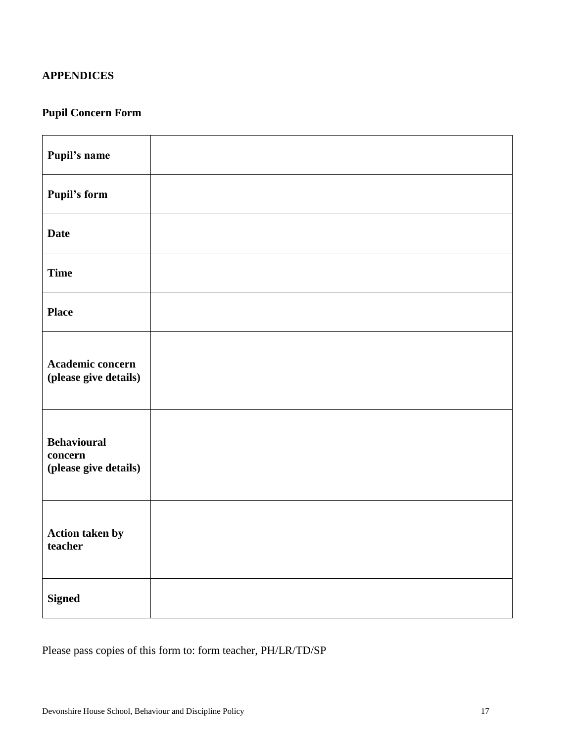## APPENDICES

### Pupil Concern Form

| **Pupil's name** | |
|---|---|
| **Pupil's form** | |
| **Date** | |
| **Time** | |
| **Place** | |
| **Academic concern (please give details)** | |
| **Behavioural concern (please give details)** | |
| **Action taken by teacher** | |
| **Signed** | |

Please pass copies of this form to: form teacher, PH/LR/TD/SP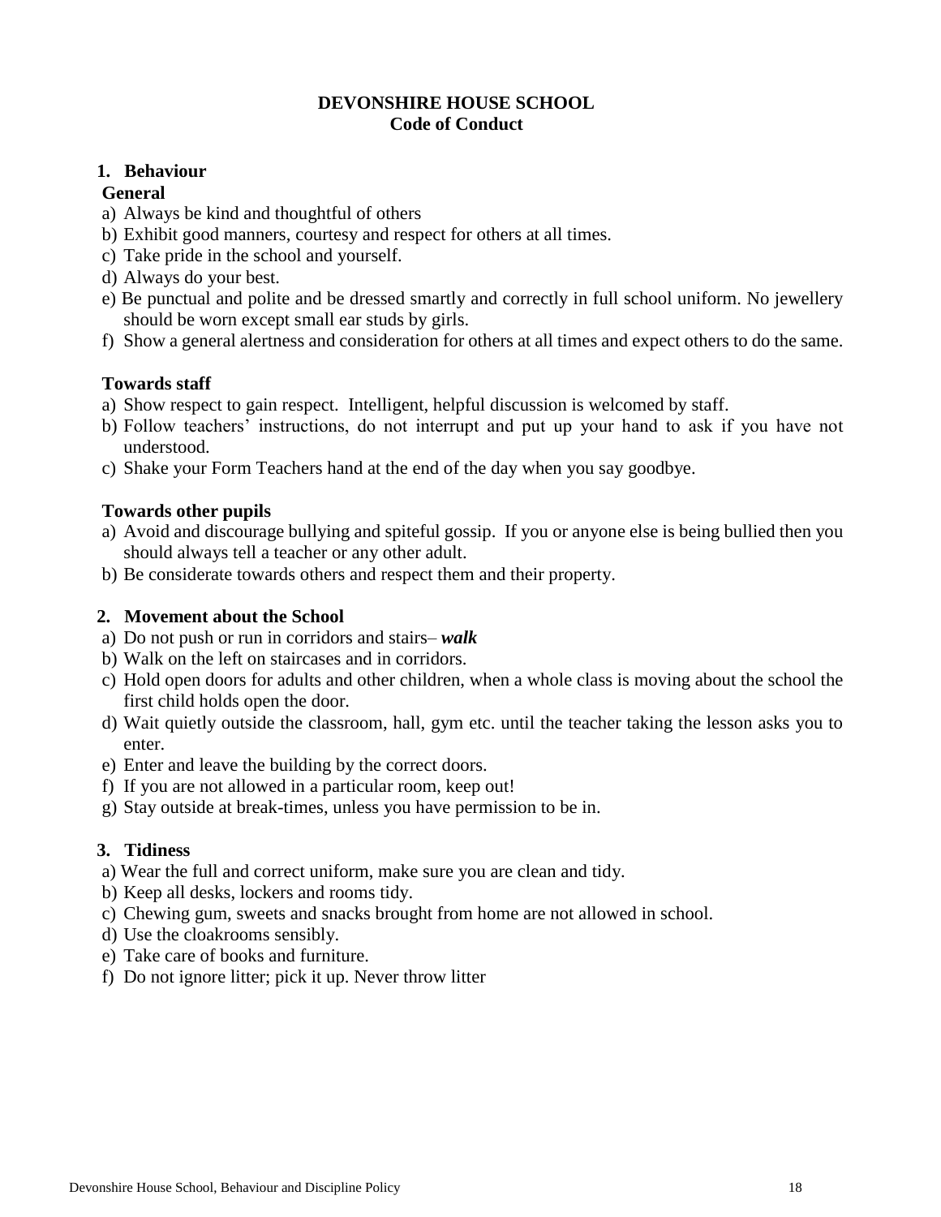**DEVONSHIRE HOUSE SCHOOL**
**Code of Conduct**

## 1. Behaviour

### General

a) Always be kind and thoughtful of others
b) Exhibit good manners, courtesy and respect for others at all times.
c) Take pride in the school and yourself.
d) Always do your best.
e) Be punctual and polite and be dressed smartly and correctly in full school uniform. No jewellery should be worn except small ear studs by girls.
f) Show a general alertness and consideration for others at all times and expect others to do the same.

### Towards staff

a) Show respect to gain respect. Intelligent, helpful discussion is welcomed by staff.
b) Follow teachers' instructions, do not interrupt and put up your hand to ask if you have not understood.
c) Shake your Form Teachers hand at the end of the day when you say goodbye.

### Towards other pupils

a) Avoid and discourage bullying and spiteful gossip. If you or anyone else is being bullied then you should always tell a teacher or any other adult.
b) Be considerate towards others and respect them and their property.

## 2. Movement about the School

a) Do not push or run in corridors and stairs– ***walk***
b) Walk on the left on staircases and in corridors.
c) Hold open doors for adults and other children, when a whole class is moving about the school the first child holds open the door.
d) Wait quietly outside the classroom, hall, gym etc. until the teacher taking the lesson asks you to enter.
e) Enter and leave the building by the correct doors.
f) If you are not allowed in a particular room, keep out!
g) Stay outside at break-times, unless you have permission to be in.

## 3. Tidiness

a) Wear the full and correct uniform, make sure you are clean and tidy.
b) Keep all desks, lockers and rooms tidy.
c) Chewing gum, sweets and snacks brought from home are not allowed in school.
d) Use the cloakrooms sensibly.
e) Take care of books and furniture.
f) Do not ignore litter; pick it up. Never throw litter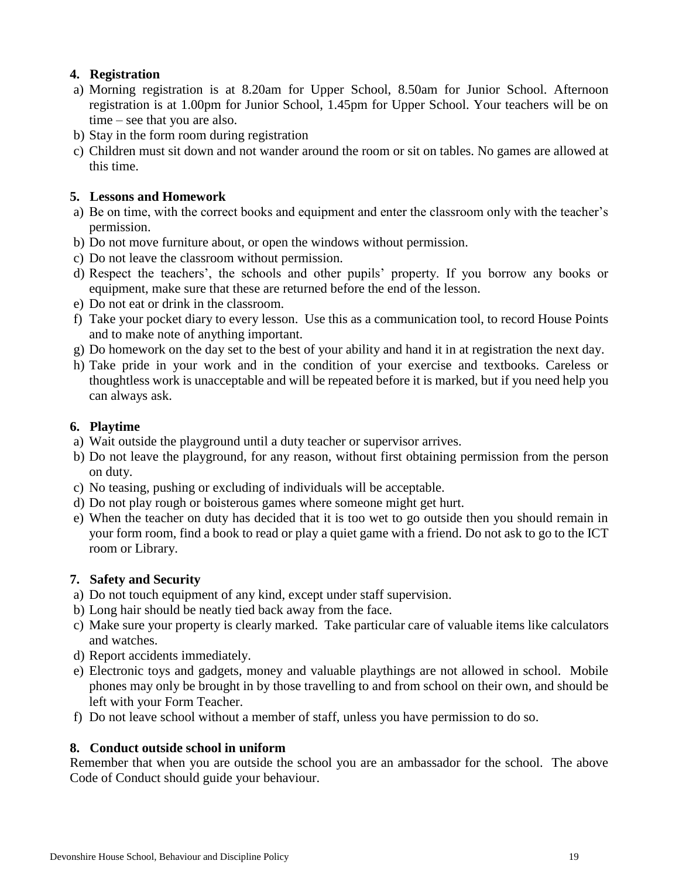## 4. Registration

a) Morning registration is at 8.20am for Upper School, 8.50am for Junior School. Afternoon registration is at 1.00pm for Junior School, 1.45pm for Upper School. Your teachers will be on time – see that you are also.
b) Stay in the form room during registration
c) Children must sit down and not wander around the room or sit on tables. No games are allowed at this time.

## 5. Lessons and Homework

a) Be on time, with the correct books and equipment and enter the classroom only with the teacher's permission.
b) Do not move furniture about, or open the windows without permission.
c) Do not leave the classroom without permission.
d) Respect the teachers', the schools and other pupils' property. If you borrow any books or equipment, make sure that these are returned before the end of the lesson.
e) Do not eat or drink in the classroom.
f) Take your pocket diary to every lesson. Use this as a communication tool, to record House Points and to make note of anything important.
g) Do homework on the day set to the best of your ability and hand it in at registration the next day.
h) Take pride in your work and in the condition of your exercise and textbooks. Careless or thoughtless work is unacceptable and will be repeated before it is marked, but if you need help you can always ask.

## 6. Playtime

a) Wait outside the playground until a duty teacher or supervisor arrives.
b) Do not leave the playground, for any reason, without first obtaining permission from the person on duty.
c) No teasing, pushing or excluding of individuals will be acceptable.
d) Do not play rough or boisterous games where someone might get hurt.
e) When the teacher on duty has decided that it is too wet to go outside then you should remain in your form room, find a book to read or play a quiet game with a friend. Do not ask to go to the ICT room or Library.

## 7. Safety and Security

a) Do not touch equipment of any kind, except under staff supervision.
b) Long hair should be neatly tied back away from the face.
c) Make sure your property is clearly marked. Take particular care of valuable items like calculators and watches.
d) Report accidents immediately.
e) Electronic toys and gadgets, money and valuable playthings are not allowed in school. Mobile phones may only be brought in by those travelling to and from school on their own, and should be left with your Form Teacher.
f) Do not leave school without a member of staff, unless you have permission to do so.

## 8. Conduct outside school in uniform

Remember that when you are outside the school you are an ambassador for the school. The above Code of Conduct should guide your behaviour.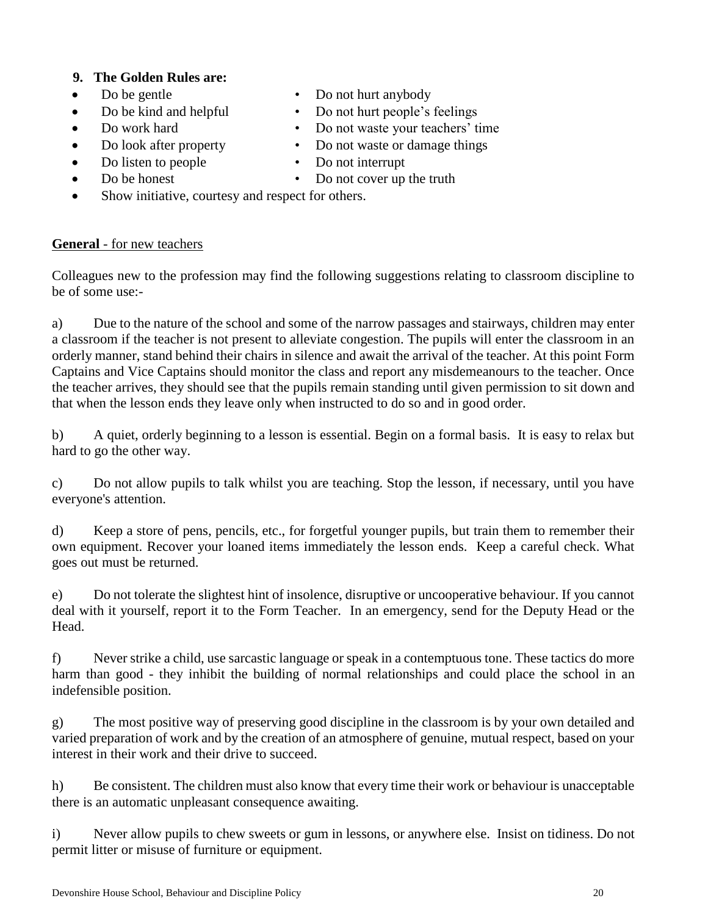**9. The Golden Rules are:**

- Do be gentle
- Do be kind and helpful
- Do work hard
- Do look after property
- Do listen to people
- Do be honest

- Do not hurt anybody
- Do not hurt people's feelings
- Do not waste your teachers' time
- Do not waste or damage things
- Do not interrupt
- Do not cover up the truth

- Show initiative, courtesy and respect for others.

**General** - for new teachers

Colleagues new to the profession may find the following suggestions relating to classroom discipline to be of some use:-

a) Due to the nature of the school and some of the narrow passages and stairways, children may enter a classroom if the teacher is not present to alleviate congestion. The pupils will enter the classroom in an orderly manner, stand behind their chairs in silence and await the arrival of the teacher. At this point Form Captains and Vice Captains should monitor the class and report any misdemeanours to the teacher. Once the teacher arrives, they should see that the pupils remain standing until given permission to sit down and that when the lesson ends they leave only when instructed to do so and in good order.

b) A quiet, orderly beginning to a lesson is essential. Begin on a formal basis. It is easy to relax but hard to go the other way.

c) Do not allow pupils to talk whilst you are teaching. Stop the lesson, if necessary, until you have everyone's attention.

d) Keep a store of pens, pencils, etc., for forgetful younger pupils, but train them to remember their own equipment. Recover your loaned items immediately the lesson ends. Keep a careful check. What goes out must be returned.

e) Do not tolerate the slightest hint of insolence, disruptive or uncooperative behaviour. If you cannot deal with it yourself, report it to the Form Teacher. In an emergency, send for the Deputy Head or the Head.

f) Never strike a child, use sarcastic language or speak in a contemptuous tone. These tactics do more harm than good - they inhibit the building of normal relationships and could place the school in an indefensible position.

g) The most positive way of preserving good discipline in the classroom is by your own detailed and varied preparation of work and by the creation of an atmosphere of genuine, mutual respect, based on your interest in their work and their drive to succeed.

h) Be consistent. The children must also know that every time their work or behaviour is unacceptable there is an automatic unpleasant consequence awaiting.

i) Never allow pupils to chew sweets or gum in lessons, or anywhere else. Insist on tidiness. Do not permit litter or misuse of furniture or equipment.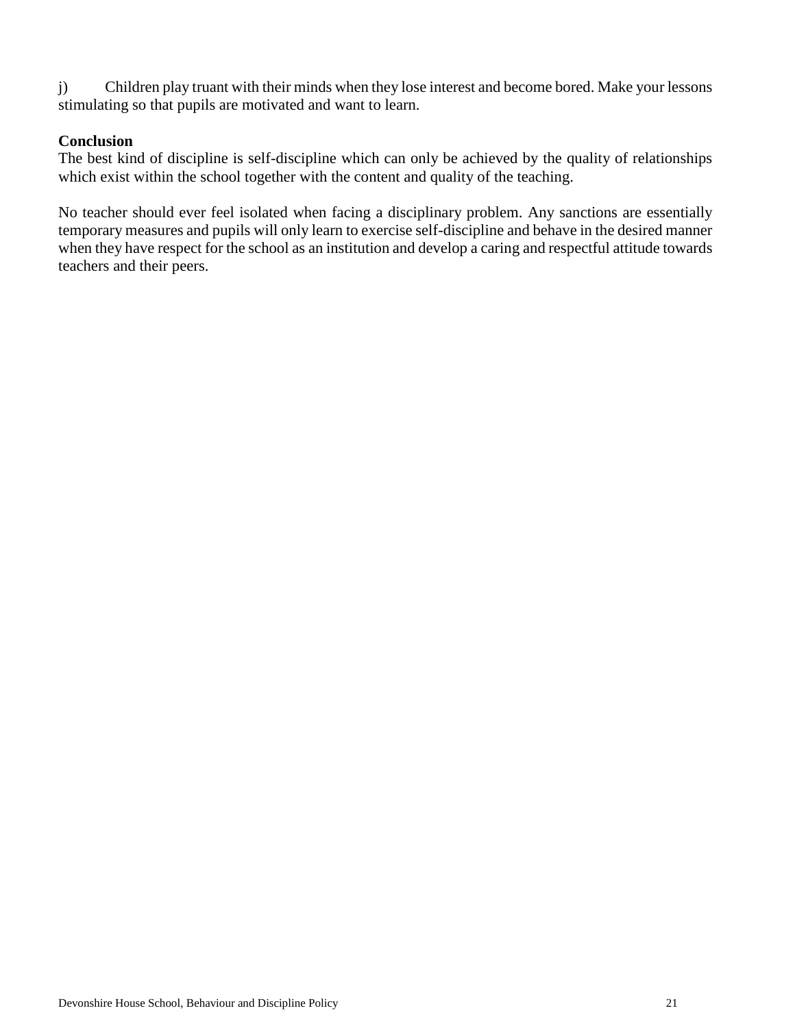j) Children play truant with their minds when they lose interest and become bored. Make your lessons stimulating so that pupils are motivated and want to learn.

**Conclusion**

The best kind of discipline is self-discipline which can only be achieved by the quality of relationships which exist within the school together with the content and quality of the teaching.

No teacher should ever feel isolated when facing a disciplinary problem. Any sanctions are essentially temporary measures and pupils will only learn to exercise self-discipline and behave in the desired manner when they have respect for the school as an institution and develop a caring and respectful attitude towards teachers and their peers.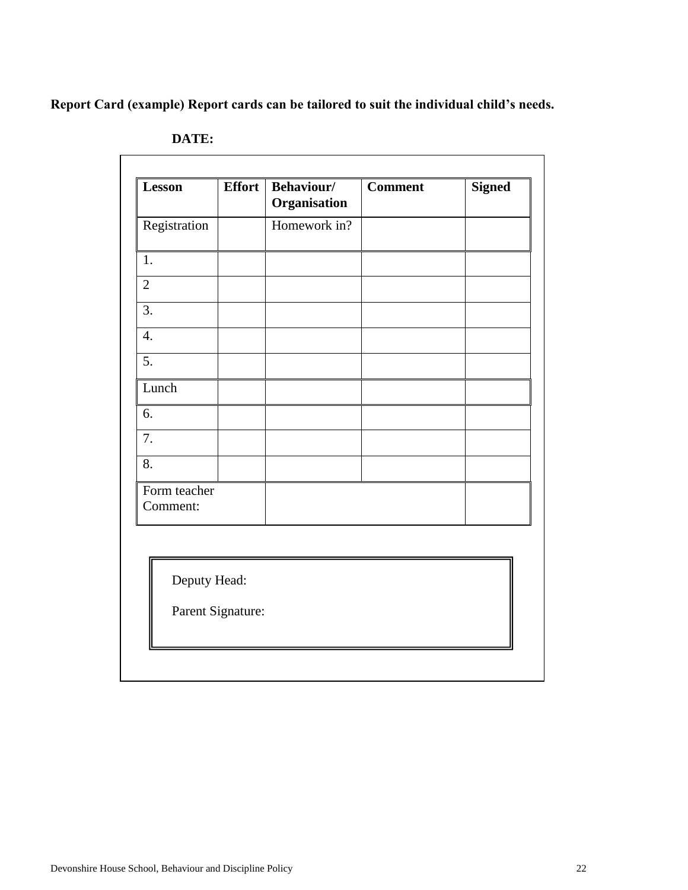**Report Card (example) Report cards can be tailored to suit the individual child's needs.**

**DATE:**

| **Lesson** | **Effort** | **Behaviour/ Organisation** | **Comment** | **Signed** |
|---|---|---|---|---|
| Registration | | Homework in? | | |
| 1. | | | | |
| 2 | | | | |
| 3. | | | | |
| 4. | | | | |
| 5. | | | | |
| Lunch | | | | |
| 6. | | | | |
| 7. | | | | |
| 8. | | | | |
| Form teacher Comment: | | | | |

Deputy Head:

Parent Signature: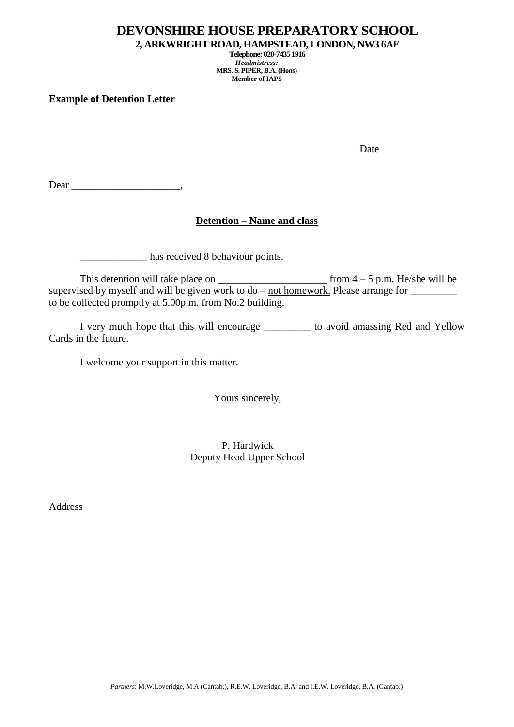# DEVONSHIRE HOUSE PREPARATORY SCHOOL

**2, ARKWRIGHT ROAD, HAMPSTEAD, LONDON, NW3 6AE**

**Telephone: 020-7435 1916**

***Headmistress:***

**MRS. S. PIPER, B.A. (Hons)**

**Member of IAPS**

**Example of Detention Letter**

Date

Dear _____________________,

**Detention – Name and class**

_____________ has received 8 behaviour points.

This detention will take place on _____________________ from 4 – 5 p.m. He/she will be supervised by myself and will be given work to do – not homework. Please arrange for _________ to be collected promptly at 5.00p.m. from No.2 building.

I very much hope that this will encourage _________ to avoid amassing Red and Yellow Cards in the future.

I welcome your support in this matter.

Yours sincerely,

P. Hardwick
Deputy Head Upper School

Address

*Partners*: M.W.Loveridge, M.A (Cantab.), R.E.W. Loveridge, B.A. and I.E.W. Loveridge, B.A. (Cantab.)